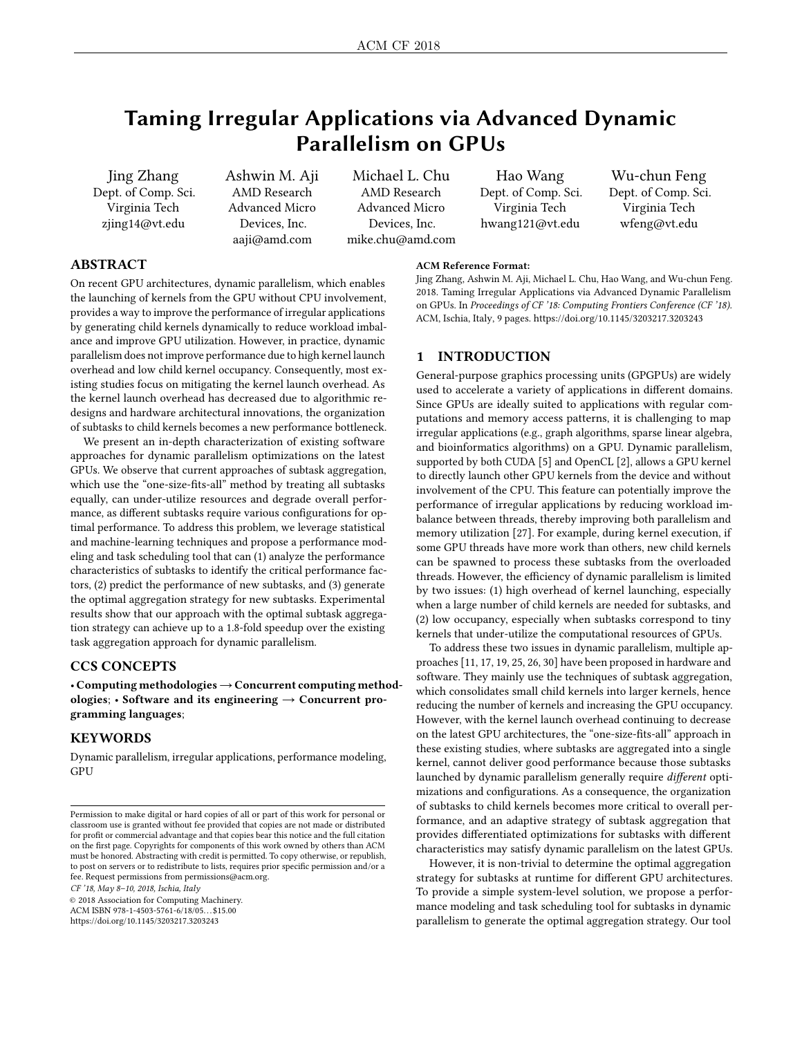# Taming Irregular Applications via Advanced Dynamic Parallelism on GPUs

Jing Zhang
Dept. of Comp. Sci.
Virginia Tech
zjing14@vt.edu

Ashwin M. Aji
AMD Research
Advanced Micro Devices, Inc.
aaji@amd.com

Michael L. Chu
AMD Research
Advanced Micro Devices, Inc.
mike.chu@amd.com

Hao Wang
Dept. of Comp. Sci.
Virginia Tech
hwang121@vt.edu

Wu-chun Feng
Dept. of Comp. Sci.
Virginia Tech
wfeng@vt.edu

## ABSTRACT

On recent GPU architectures, dynamic parallelism, which enables the launching of kernels from the GPU without CPU involvement, provides a way to improve the performance of irregular applications by generating child kernels dynamically to reduce workload imbalance and improve GPU utilization. However, in practice, dynamic parallelism does not improve performance due to high kernel launch overhead and low child kernel occupancy. Consequently, most existing studies focus on mitigating the kernel launch overhead. As the kernel launch overhead has decreased due to algorithmic redesigns and hardware architectural innovations, the organization of subtasks to child kernels becomes a new performance bottleneck.

We present an in-depth characterization of existing software approaches for dynamic parallelism optimizations on the latest GPUs. We observe that current approaches of subtask aggregation, which use the "one-size-fits-all" method by treating all subtasks equally, can under-utilize resources and degrade overall performance, as different subtasks require various configurations for optimal performance. To address this problem, we leverage statistical and machine-learning techniques and propose a performance modeling and task scheduling tool that can (1) analyze the performance characteristics of subtasks to identify the critical performance factors, (2) predict the performance of new subtasks, and (3) generate the optimal aggregation strategy for new subtasks. Experimental results show that our approach with the optimal subtask aggregation strategy can achieve up to a 1.8-fold speedup over the existing task aggregation approach for dynamic parallelism.

## CCS CONCEPTS

• **Computing methodologies → Concurrent computing methodologies**; • **Software and its engineering → Concurrent programming languages**;

## KEYWORDS

Dynamic parallelism, irregular applications, performance modeling, GPU

Permission to make digital or hard copies of all or part of this work for personal or classroom use is granted without fee provided that copies are not made or distributed for profit or commercial advantage and that copies bear this notice and the full citation on the first page. Copyrights for components of this work owned by others than ACM must be honored. Abstracting with credit is permitted. To copy otherwise, or republish, to post on servers or to redistribute to lists, requires prior specific permission and/or a fee. Request permissions from permissions@acm.org.

*CF '18, May 8–10, 2018, Ischia, Italy*
© 2018 Association for Computing Machinery.
ACM ISBN 978-1-4503-5761-6/18/05…$15.00
https://doi.org/10.1145/3203217.3203243

**ACM Reference Format:**
Jing Zhang, Ashwin M. Aji, Michael L. Chu, Hao Wang, and Wu-chun Feng. 2018. Taming Irregular Applications via Advanced Dynamic Parallelism on GPUs. In *Proceedings of CF '18: Computing Frontiers Conference (CF '18).* ACM, Ischia, Italy, 9 pages. https://doi.org/10.1145/3203217.3203243

## 1 INTRODUCTION

General-purpose graphics processing units (GPGPUs) are widely used to accelerate a variety of applications in different domains. Since GPUs are ideally suited to applications with regular computations and memory access patterns, it is challenging to map irregular applications (e.g., graph algorithms, sparse linear algebra, and bioinformatics algorithms) on a GPU. Dynamic parallelism, supported by both CUDA [5] and OpenCL [2], allows a GPU kernel to directly launch other GPU kernels from the device and without involvement of the CPU. This feature can potentially improve the performance of irregular applications by reducing workload imbalance between threads, thereby improving both parallelism and memory utilization [27]. For example, during kernel execution, if some GPU threads have more work than others, new child kernels can be spawned to process these subtasks from the overloaded threads. However, the efficiency of dynamic parallelism is limited by two issues: (1) high overhead of kernel launching, especially when a large number of child kernels are needed for subtasks, and (2) low occupancy, especially when subtasks correspond to tiny kernels that under-utilize the computational resources of GPUs.

To address these two issues in dynamic parallelism, multiple approaches [11, 17, 19, 25, 26, 30] have been proposed in hardware and software. They mainly use the techniques of subtask aggregation, which consolidates small child kernels into larger kernels, hence reducing the number of kernels and increasing the GPU occupancy. However, with the kernel launch overhead continuing to decrease on the latest GPU architectures, the "one-size-fits-all" approach in these existing studies, where subtasks are aggregated into a single kernel, cannot deliver good performance because those subtasks launched by dynamic parallelism generally require *different* optimizations and configurations. As a consequence, the organization of subtasks to child kernels becomes more critical to overall performance, and an adaptive strategy of subtask aggregation that provides differentiated optimizations for subtasks with different characteristics may satisfy dynamic parallelism on the latest GPUs.

However, it is non-trivial to determine the optimal aggregation strategy for subtasks at runtime for different GPU architectures. To provide a simple system-level solution, we propose a performance modeling and task scheduling tool for subtasks in dynamic parallelism to generate the optimal aggregation strategy. Our tool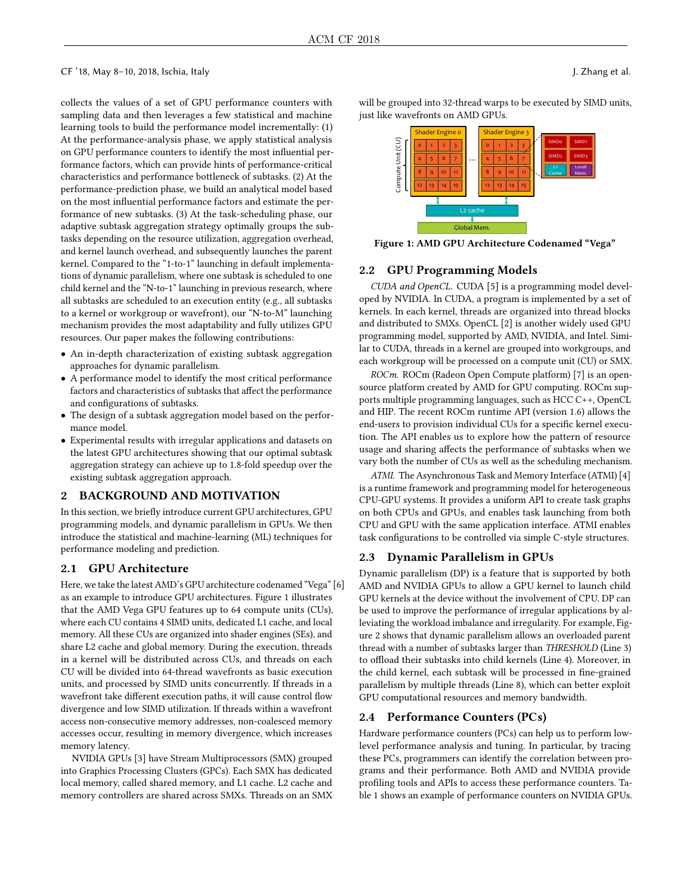collects the values of a set of GPU performance counters with sampling data and then leverages a few statistical and machine learning tools to build the performance model incrementally: (1) At the performance-analysis phase, we apply statistical analysis on GPU performance counters to identify the most influential performance factors, which can provide hints of performance-critical characteristics and performance bottleneck of subtasks. (2) At the performance-prediction phase, we build an analytical model based on the most influential performance factors and estimate the performance of new subtasks. (3) At the task-scheduling phase, our adaptive subtask aggregation strategy optimally groups the subtasks depending on the resource utilization, aggregation overhead, and kernel launch overhead, and subsequently launches the parent kernel. Compared to the "1-to-1" launching in default implementations of dynamic parallelism, where one subtask is scheduled to one child kernel and the "N-to-1" launching in previous research, where all subtasks are scheduled to an execution entity (e.g., all subtasks to a kernel or workgroup or wavefront), our "N-to-M" launching mechanism provides the most adaptability and fully utilizes GPU resources. Our paper makes the following contributions:

- An in-depth characterization of existing subtask aggregation approaches for dynamic parallelism.
- A performance model to identify the most critical performance factors and characteristics of subtasks that affect the performance and configurations of subtasks.
- The design of a subtask aggregation model based on the performance model.
- Experimental results with irregular applications and datasets on the latest GPU architectures showing that our optimal subtask aggregation strategy can achieve up to 1.8-fold speedup over the existing subtask aggregation approach.

## 2 BACKGROUND AND MOTIVATION

In this section, we briefly introduce current GPU architectures, GPU programming models, and dynamic parallelism in GPUs. We then introduce the statistical and machine-learning (ML) techniques for performance modeling and prediction.

### 2.1 GPU Architecture

Here, we take the latest AMD's GPU architecture codenamed "Vega" [6] as an example to introduce GPU architectures. Figure 1 illustrates that the AMD Vega GPU features up to 64 compute units (CUs), where each CU contains 4 SIMD units, dedicated L1 cache, and local memory. All these CUs are organized into shader engines (SEs), and share L2 cache and global memory. During the execution, threads in a kernel will be distributed across CUs, and threads on each CU will be divided into 64-thread wavefronts as basic execution units, and processed by SIMD units concurrently. If threads in a wavefront take different execution paths, it will cause control flow divergence and low SIMD utilization. If threads within a wavefront access non-consecutive memory addresses, non-coalesced memory accesses occur, resulting in memory divergence, which increases memory latency.

NVIDIA GPUs [3] have Stream Multiprocessors (SMX) grouped into Graphics Processing Clusters (GPCs). Each SMX has dedicated local memory, called shared memory, and L1 cache. L2 cache and memory controllers are shared across SMXs. Threads on an SMX will be grouped into 32-thread warps to be executed by SIMD units, just like wavefronts on AMD GPUs.

**Figure 1: AMD GPU Architecture Codenamed "Vega"**

### 2.2 GPU Programming Models

*CUDA and OpenCL.* CUDA [5] is a programming model developed by NVIDIA. In CUDA, a program is implemented by a set of kernels. In each kernel, threads are organized into thread blocks and distributed to SMXs. OpenCL [2] is another widely used GPU programming model, supported by AMD, NVIDIA, and Intel. Similar to CUDA, threads in a kernel are grouped into workgroups, and each workgroup will be processed on a compute unit (CU) or SMX.

*ROCm.* ROCm (Radeon Open Compute platform) [7] is an open-source platform created by AMD for GPU computing. ROCm supports multiple programming languages, such as HCC C++, OpenCL and HIP. The recent ROCm runtime API (version 1.6) allows the end-users to provision individual CUs for a specific kernel execution. The API enables us to explore how the pattern of resource usage and sharing affects the performance of subtasks when we vary both the number of CUs as well as the scheduling mechanism.

*ATMI.* The Asynchronous Task and Memory Interface (ATMI) [4] is a runtime framework and programming model for heterogeneous CPU-GPU systems. It provides a uniform API to create task graphs on both CPUs and GPUs, and enables task launching from both CPU and GPU with the same application interface. ATMI enables task configurations to be controlled via simple C-style structures.

### 2.3 Dynamic Parallelism in GPUs

Dynamic parallelism (DP) is a feature that is supported by both AMD and NVIDIA GPUs to allow a GPU kernel to launch child GPU kernels at the device without the involvement of CPU. DP can be used to improve the performance of irregular applications by alleviating the workload imbalance and irregularity. For example, Figure 2 shows that dynamic parallelism allows an overloaded parent thread with a number of subtasks larger than *THRESHOLD* (Line 3) to offload their subtasks into child kernels (Line 4). Moreover, in the child kernel, each subtask will be processed in fine-grained parallelism by multiple threads (Line 8), which can better exploit GPU computational resources and memory bandwidth.

### 2.4 Performance Counters (PCs)

Hardware performance counters (PCs) can help us to perform low-level performance analysis and tuning. In particular, by tracing these PCs, programmers can identify the correlation between programs and their performance. Both AMD and NVIDIA provide profiling tools and APIs to access these performance counters. Table 1 shows an example of performance counters on NVIDIA GPUs.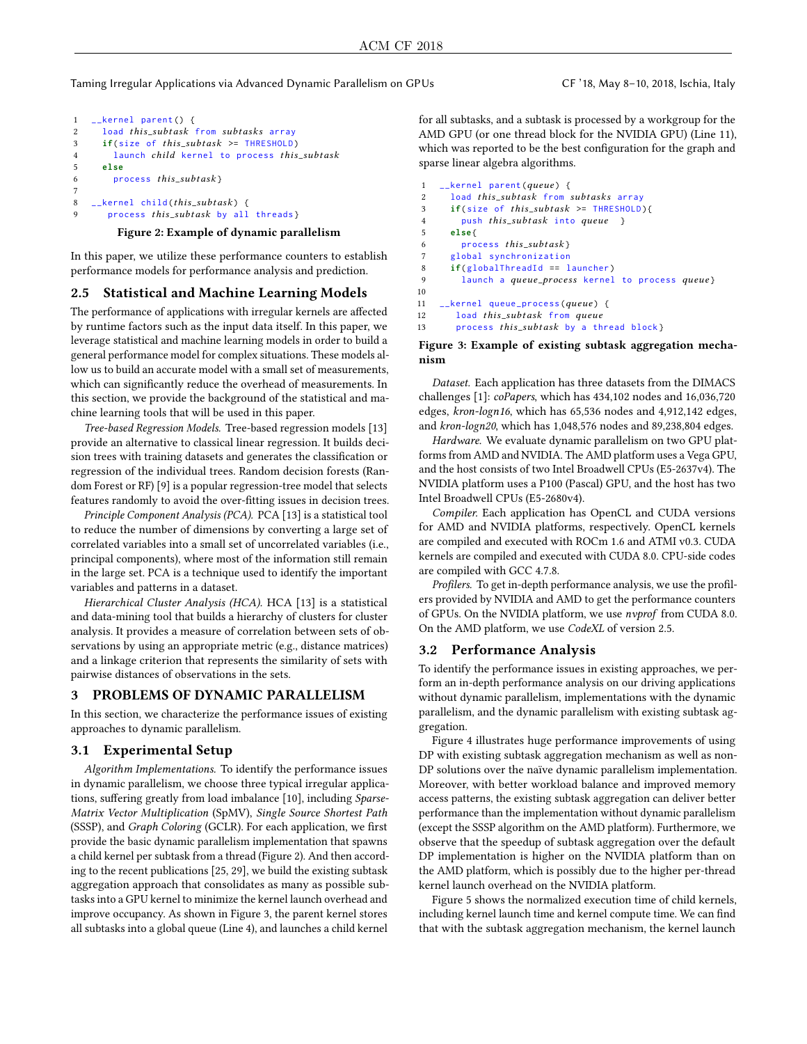```
1   __kernel parent() {
2     load this_subtask from subtasks array
3     if(size of this_subtask >= THRESHOLD)
4       launch child kernel to process this_subtask
5     else
6       process this_subtask}
7
8   __kernel child(this_subtask) {
9      process this_subtask by all threads}
```

**Figure 2: Example of dynamic parallelism**

In this paper, we utilize these performance counters to establish performance models for performance analysis and prediction.

## 2.5 Statistical and Machine Learning Models

The performance of applications with irregular kernels are affected by runtime factors such as the input data itself. In this paper, we leverage statistical and machine learning models in order to build a general performance model for complex situations. These models allow us to build an accurate model with a small set of measurements, which can significantly reduce the overhead of measurements. In this section, we provide the background of the statistical and machine learning tools that will be used in this paper.

*Tree-based Regression Models.* Tree-based regression models [13] provide an alternative to classical linear regression. It builds decision trees with training datasets and generates the classification or regression of the individual trees. Random decision forests (Random Forest or RF) [9] is a popular regression-tree model that selects features randomly to avoid the over-fitting issues in decision trees.

*Principle Component Analysis (PCA).* PCA [13] is a statistical tool to reduce the number of dimensions by converting a large set of correlated variables into a small set of uncorrelated variables (i.e., principal components), where most of the information still remain in the large set. PCA is a technique used to identify the important variables and patterns in a dataset.

*Hierarchical Cluster Analysis (HCA).* HCA [13] is a statistical and data-mining tool that builds a hierarchy of clusters for cluster analysis. It provides a measure of correlation between sets of observations by using an appropriate metric (e.g., distance matrices) and a linkage criterion that represents the similarity of sets with pairwise distances of observations in the sets.

# 3 PROBLEMS OF DYNAMIC PARALLELISM

In this section, we characterize the performance issues of existing approaches to dynamic parallelism.

## 3.1 Experimental Setup

*Algorithm Implementations.* To identify the performance issues in dynamic parallelism, we choose three typical irregular applications, suffering greatly from load imbalance [10], including *Sparse-Matrix Vector Multiplication* (SpMV), *Single Source Shortest Path* (SSSP), and *Graph Coloring* (GCLR). For each application, we first provide the basic dynamic parallelism implementation that spawns a child kernel per subtask from a thread (Figure 2). And then according to the recent publications [25, 29], we build the existing subtask aggregation approach that consolidates as many as possible subtasks into a GPU kernel to minimize the kernel launch overhead and improve occupancy. As shown in Figure 3, the parent kernel stores all subtasks into a global queue (Line 4), and launches a child kernel for all subtasks, and a subtask is processed by a workgroup for the AMD GPU (or one thread block for the NVIDIA GPU) (Line 11), which was reported to be the best configuration for the graph and sparse linear algebra algorithms.

```
1   __kernel parent(queue) {
2     load this_subtask from subtasks array
3     if(size of this_subtask >= THRESHOLD){
4       push this_subtask into queue  }
5     else{
6       process this_subtask}
7     global synchronization
8     if(globalThreadId == launcher)
9       launch a queue_process kernel to process queue}
10
11  __kernel queue_process(queue) {
12     load this_subtask from queue
13     process this_subtask by a thread block}
```

**Figure 3: Example of existing subtask aggregation mechanism**

*Dataset.* Each application has three datasets from the DIMACS challenges [1]: *coPapers*, which has 434,102 nodes and 16,036,720 edges, *kron-logn16*, which has 65,536 nodes and 4,912,142 edges, and *kron-logn20*, which has 1,048,576 nodes and 89,238,804 edges.

*Hardware.* We evaluate dynamic parallelism on two GPU platforms from AMD and NVIDIA. The AMD platform uses a Vega GPU, and the host consists of two Intel Broadwell CPUs (E5-2637v4). The NVIDIA platform uses a P100 (Pascal) GPU, and the host has two Intel Broadwell CPUs (E5-2680v4).

*Compiler.* Each application has OpenCL and CUDA versions for AMD and NVIDIA platforms, respectively. OpenCL kernels are compiled and executed with ROCm 1.6 and ATMI v0.3. CUDA kernels are compiled and executed with CUDA 8.0. CPU-side codes are compiled with GCC 4.7.8.

*Profilers.* To get in-depth performance analysis, we use the profilers provided by NVIDIA and AMD to get the performance counters of GPUs. On the NVIDIA platform, we use *nvprof* from CUDA 8.0. On the AMD platform, we use *CodeXL* of version 2.5.

## 3.2 Performance Analysis

To identify the performance issues in existing approaches, we perform an in-depth performance analysis on our driving applications without dynamic parallelism, implementations with the dynamic parallelism, and the dynamic parallelism with existing subtask aggregation.

Figure 4 illustrates huge performance improvements of using DP with existing subtask aggregation mechanism as well as non-DP solutions over the naïve dynamic parallelism implementation. Moreover, with better workload balance and improved memory access patterns, the existing subtask aggregation can deliver better performance than the implementation without dynamic parallelism (except the SSSP algorithm on the AMD platform). Furthermore, we observe that the speedup of subtask aggregation over the default DP implementation is higher on the NVIDIA platform than on the AMD platform, which is possibly due to the higher per-thread kernel launch overhead on the NVIDIA platform.

Figure 5 shows the normalized execution time of child kernels, including kernel launch time and kernel compute time. We can find that with the subtask aggregation mechanism, the kernel launch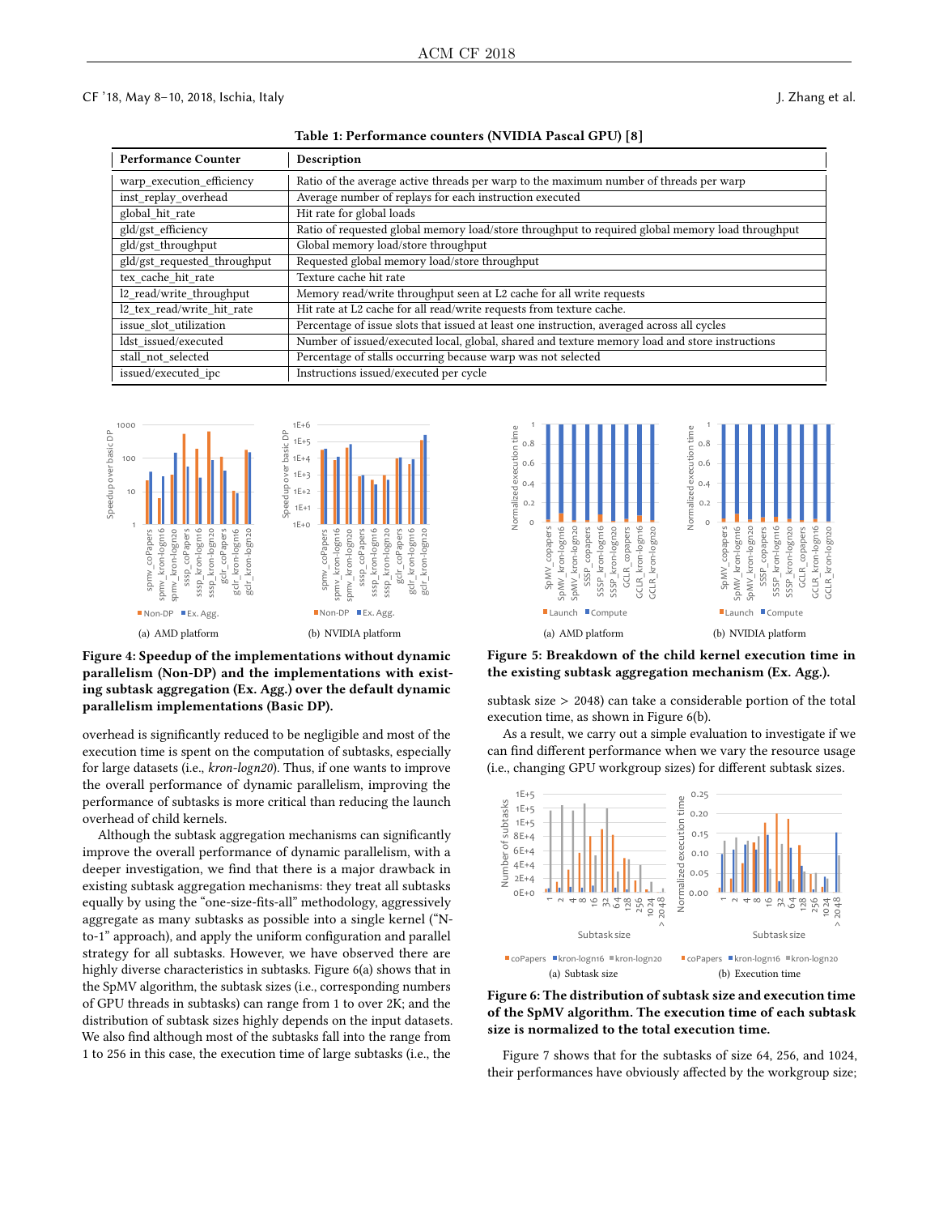**Table 1: Performance counters (NVIDIA Pascal GPU) [8]**

| Performance Counter | Description |
|---|---|
| warp_execution_efficiency | Ratio of the average active threads per warp to the maximum number of threads per warp |
| inst_replay_overhead | Average number of replays for each instruction executed |
| global_hit_rate | Hit rate for global loads |
| gld/gst_efficiency | Ratio of requested global memory load/store throughput to required global memory load throughput |
| gld/gst_throughput | Global memory load/store throughput |
| gld/gst_requested_throughput | Requested global memory load/store throughput |
| tex_cache_hit_rate | Texture cache hit rate |
| l2_read/write_throughput | Memory read/write throughput seen at L2 cache for all write requests |
| l2_tex_read/write_hit_rate | Hit rate at L2 cache for all read/write requests from texture cache. |
| issue_slot_utilization | Percentage of issue slots that issued at least one instruction, averaged across all cycles |
| ldst_issued/executed | Number of issued/executed local, global, shared and texture memory load and store instructions |
| stall_not_selected | Percentage of stalls occurring because warp was not selected |
| issued/executed_ipc | Instructions issued/executed per cycle |

(a) AMD platform (b) NVIDIA platform

**Figure 4: Speedup of the implementations without dynamic parallelism (Non-DP) and the implementations with existing subtask aggregation (Ex. Agg.) over the default dynamic parallelism implementations (Basic DP).**

(a) AMD platform (b) NVIDIA platform

**Figure 5: Breakdown of the child kernel execution time in the existing subtask aggregation mechanism (Ex. Agg.).**

overhead is significantly reduced to be negligible and most of the execution time is spent on the computation of subtasks, especially for large datasets (i.e., *kron-logn20*). Thus, if one wants to improve the overall performance of dynamic parallelism, improving the performance of subtasks is more critical than reducing the launch overhead of child kernels.

Although the subtask aggregation mechanisms can significantly improve the overall performance of dynamic parallelism, with a deeper investigation, we find that there is a major drawback in existing subtask aggregation mechanisms: they treat all subtasks equally by using the "one-size-fits-all" methodology, aggressively aggregate as many subtasks as possible into a single kernel ("N-to-1" approach), and apply the uniform configuration and parallel strategy for all subtasks. However, we have observed there are highly diverse characteristics in subtasks. Figure 6(a) shows that in the SpMV algorithm, the subtask sizes (i.e., corresponding numbers of GPU threads in subtasks) can range from 1 to over 2K; and the distribution of subtask sizes highly depends on the input datasets. We also find although most of the subtasks fall into the range from 1 to 256 in this case, the execution time of large subtasks (i.e., the subtask size > 2048) can take a considerable portion of the total execution time, as shown in Figure 6(b).

As a result, we carry out a simple evaluation to investigate if we can find different performance when we vary the resource usage (i.e., changing GPU workgroup sizes) for different subtask sizes.

(a) Subtask size (b) Execution time

**Figure 6: The distribution of subtask size and execution time of the SpMV algorithm. The execution time of each subtask size is normalized to the total execution time.**

Figure 7 shows that for the subtasks of size 64, 256, and 1024, their performances have obviously affected by the workgroup size;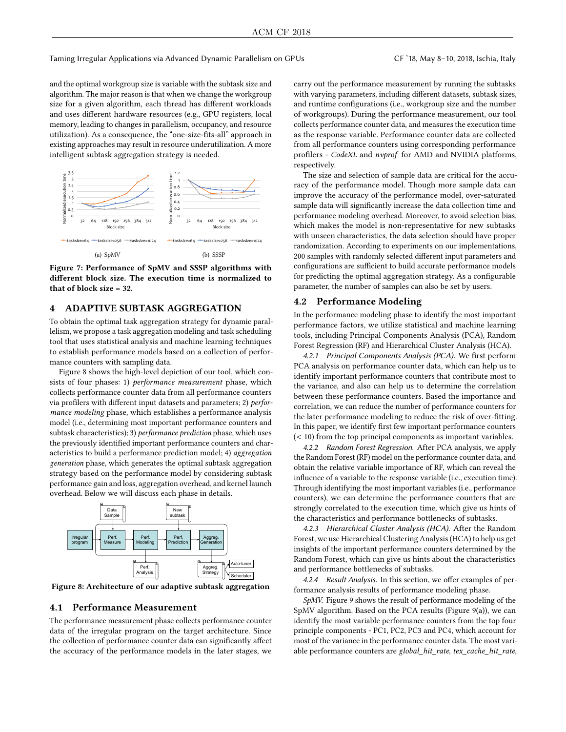and the optimal workgroup size is variable with the subtask size and algorithm. The major reason is that when we change the workgroup size for a given algorithm, each thread has different workloads and uses different hardware resources (e.g., GPU registers, local memory), leading to changes in parallelism, occupancy, and resource utilization). As a consequence, the "one-size-fits-all" approach in existing approaches may result in resource underutilization. A more intelligent subtask aggregation strategy is needed.

(a) SpMV (b) SSSP

**Figure 7: Performance of SpMV and SSSP algorithms with different block size. The execution time is normalized to that of block size = 32.**

## 4 ADAPTIVE SUBTASK AGGREGATION

To obtain the optimal task aggregation strategy for dynamic parallelism, we propose a task aggregation modeling and task scheduling tool that uses statistical analysis and machine learning techniques to establish performance models based on a collection of performance counters with sampling data.

Figure 8 shows the high-level depiction of our tool, which consists of four phases: 1) *performance measurement* phase, which collects performance counter data from all performance counters via profilers with different input datasets and parameters; 2) *performance modeling* phase, which establishes a performance analysis model (i.e., determining most important performance counters and subtask characteristics); 3) *performance prediction* phase, which uses the previously identified important performance counters and characteristics to build a performance prediction model; 4) *aggregation generation* phase, which generates the optimal subtask aggregation strategy based on the performance model by considering subtask performance gain and loss, aggregation overhead, and kernel launch overhead. Below we will discuss each phase in details.

**Figure 8: Architecture of our adaptive subtask aggregation**

### 4.1 Performance Measurement

The performance measurement phase collects performance counter data of the irregular program on the target architecture. Since the collection of performance counter data can significantly affect the accuracy of the performance models in the later stages, we carry out the performance measurement by running the subtasks with varying parameters, including different datasets, subtask sizes, and runtime configurations (i.e., workgroup size and the number of workgroups). During the performance measurement, our tool collects performance counter data, and measures the execution time as the response variable. Performance counter data are collected from all performance counters using corresponding performance profilers - *CodeXL* and *nvprof* for AMD and NVIDIA platforms, respectively.

The size and selection of sample data are critical for the accuracy of the performance model. Though more sample data can improve the accuracy of the performance model, over-saturated sample data will significantly increase the data collection time and performance modeling overhead. Moreover, to avoid selection bias, which makes the model is non-representative for new subtasks with unseen characteristics, the data selection should have proper randomization. According to experiments on our implementations, 200 samples with randomly selected different input parameters and configurations are sufficient to build accurate performance models for predicting the optimal aggregation strategy. As a configurable parameter, the number of samples can also be set by users.

### 4.2 Performance Modeling

In the performance modeling phase to identify the most important performance factors, we utilize statistical and machine learning tools, including Principal Components Analysis (PCA), Random Forest Regression (RF) and Hierarchical Cluster Analysis (HCA).

*4.2.1 Principal Components Analysis (PCA).* We first perform PCA analysis on performance counter data, which can help us to identify important performance counters that contribute most to the variance, and also can help us to determine the correlation between these performance counters. Based the importance and correlation, we can reduce the number of performance counters for the later performance modeling to reduce the risk of over-fitting. In this paper, we identify first few important performance counters ($< 10$) from the top principal components as important variables.

*4.2.2 Random Forest Regression.* After PCA analysis, we apply the Random Forest (RF) model on the performance counter data, and obtain the relative variable importance of RF, which can reveal the influence of a variable to the response variable (i.e., execution time). Through identifying the most important variables (i.e., performance counters), we can determine the performance counters that are strongly correlated to the execution time, which give us hints of the characteristics and performance bottlenecks of subtasks.

*4.2.3 Hierarchical Cluster Analysis (HCA).* After the Random Forest, we use Hierarchical Clustering Analysis (HCA) to help us get insights of the important performance counters determined by the Random Forest, which can give us hints about the characteristics and performance bottlenecks of subtasks.

*4.2.4 Result Analysis.* In this section, we offer examples of performance analysis results of performance modeling phase.

*SpMV.* Figure 9 shows the result of performance modeling of the SpMV algorithm. Based on the PCA results (Figure 9(a)), we can identify the most variable performance counters from the top four principle components - PC1, PC2, PC3 and PC4, which account for most of the variance in the performance counter data. The most variable performance counters are *global_hit_rate*, *tex_cache_hit_rate*,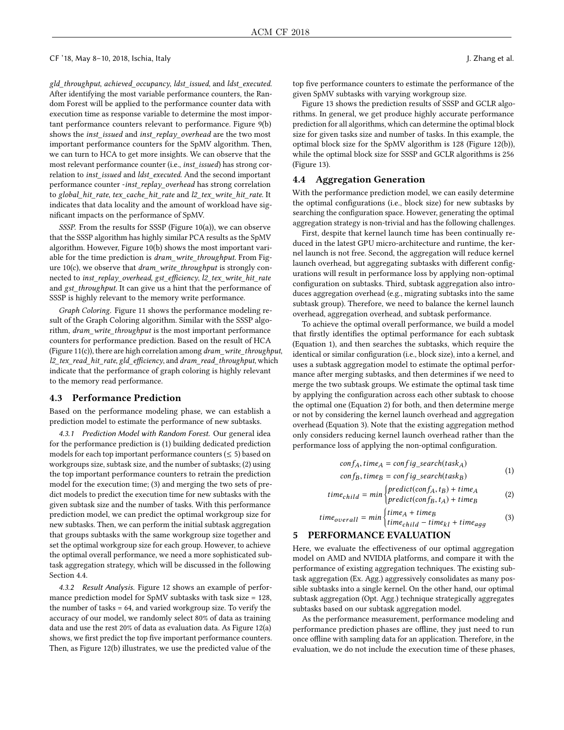*gld_throughput*, *achieved_occupancy*, *ldst_issued*, and *ldst_executed*. After identifying the most variable performance counters, the Random Forest will be applied to the performance counter data with execution time as response variable to determine the most important performance counters relevant to performance. Figure 9(b) shows the *inst_issued* and *inst_replay_overhead* are the two most important performance counters for the SpMV algorithm. Then, we can turn to HCA to get more insights. We can observe that the most relevant performance counter (i.e., *inst_issued*) has strong correlation to *inst_issued* and *ldst_executed*. And the second important performance counter -*inst_replay_overhead* has strong correlation to *global_hit_rate*, *tex_cache_hit_rate* and *l2_tex_write_hit_rate*. It indicates that data locality and the amount of workload have significant impacts on the performance of SpMV.

*SSSP.* From the results for SSSP (Figure 10(a)), we can observe that the SSSP algorithm has highly similar PCA results as the SpMV algorithm. However, Figure 10(b) shows the most important variable for the time prediction is *dram_write_throughput*. From Figure 10(c), we observe that *dram_write_throughput* is strongly connected to *inst_replay_overhead*, *gst_efficiency*, *l2_tex_write_hit_rate* and *gst_throughput*. It can give us a hint that the performance of SSSP is highly relevant to the memory write performance.

*Graph Coloring.* Figure 11 shows the performance modeling result of the Graph Coloring algorithm. Similar with the SSSP algorithm, *dram_write_throughput* is the most important performance counters for performance prediction. Based on the result of HCA (Figure 11(c)), there are high correlation among *dram_write_throughput*, *l2_tex_read_hit_rate*, *gld_efficiency*, and *dram_read_throughput*, which indicate that the performance of graph coloring is highly relevant to the memory read performance.

## 4.3 Performance Prediction

Based on the performance modeling phase, we can establish a prediction model to estimate the performance of new subtasks.

*4.3.1 Prediction Model with Random Forest.* Our general idea for the performance prediction is (1) building dedicated prediction models for each top important performance counters ($\leq 5$) based on workgroups size, subtask size, and the number of subtasks; (2) using the top important performance counters to retrain the prediction model for the execution time; (3) and merging the two sets of predict models to predict the execution time for new subtasks with the given subtask size and the number of tasks. With this performance prediction model, we can predict the optimal workgroup size for new subtasks. Then, we can perform the initial subtask aggregation that groups subtasks with the same workgroup size together and set the optimal workgroup size for each group. However, to achieve the optimal overall performance, we need a more sophisticated subtask aggregation strategy, which will be discussed in the following Section 4.4.

*4.3.2 Result Analysis.* Figure 12 shows an example of performance prediction model for SpMV subtasks with task size = 128, the number of tasks = 64, and varied workgroup size. To verify the accuracy of our model, we randomly select 80% of data as training data and use the rest 20% of data as evaluation data. As Figure 12(a) shows, we first predict the top five important performance counters. Then, as Figure 12(b) illustrates, we use the predicted value of the top five performance counters to estimate the performance of the given SpMV subtasks with varying workgroup size.

Figure 13 shows the prediction results of SSSP and GCLR algorithms. In general, we get produce highly accurate performance prediction for all algorithms, which can determine the optimal block size for given tasks size and number of tasks. In this example, the optimal block size for the SpMV algorithm is 128 (Figure 12(b)), while the optimal block size for SSSP and GCLR algorithms is 256 (Figure 13).

## 4.4 Aggregation Generation

With the performance prediction model, we can easily determine the optimal configurations (i.e., block size) for new subtasks by searching the configuration space. However, generating the optimal aggregation strategy is non-trivial and has the following challenges.

First, despite that kernel launch time has been continually reduced in the latest GPU micro-architecture and runtime, the kernel launch is not free. Second, the aggregation will reduce kernel launch overhead, but aggregating subtasks with different configurations will result in performance loss by applying non-optimal configuration on subtasks. Third, subtask aggregation also introduces aggregation overhead (e.g., migrating subtasks into the same subtask group). Therefore, we need to balance the kernel launch overhead, aggregation overhead, and subtask performance.

To achieve the optimal overall performance, we build a model that firstly identifies the optimal performance for each subtask (Equation 1), and then searches the subtasks, which require the identical or similar configuration (i.e., block size), into a kernel, and uses a subtask aggregation model to estimate the optimal performance after merging subtasks, and then determines if we need to merge the two subtask groups. We estimate the optimal task time by applying the configuration across each other subtask to choose the optimal one (Equation 2) for both, and then determine merge or not by considering the kernel launch overhead and aggregation overhead (Equation 3). Note that the existing aggregation method only considers reducing kernel launch overhead rather than the performance loss of applying the non-optimal configuration.

$$
\begin{aligned}
conf_A, time_A &= config\_search(task_A) \\
conf_B, time_B &= config\_search(task_B)
\end{aligned} \tag{1}
$$

$$
time_{child} = min \begin{cases} predict(conf_A, t_B) + time_A \\ predict(conf_B, t_A) + time_B \end{cases} \tag{2}
$$

$$
time_{overall} = min \begin{cases} time_A + time_B \\ time_{child} - time_{kl} + time_{agg} \end{cases} \tag{3}
$$

# 5 PERFORMANCE EVALUATION

Here, we evaluate the effectiveness of our optimal aggregation model on AMD and NVIDIA platforms, and compare it with the performance of existing aggregation techniques. The existing subtask aggregation (Ex. Agg.) aggressively consolidates as many possible subtasks into a single kernel. On the other hand, our optimal subtask aggregation (Opt. Agg.) technique strategically aggregates subtasks based on our subtask aggregation model.

As the performance measurement, performance modeling and performance prediction phases are offline, they just need to run once offline with sampling data for an application. Therefore, in the evaluation, we do not include the execution time of these phases,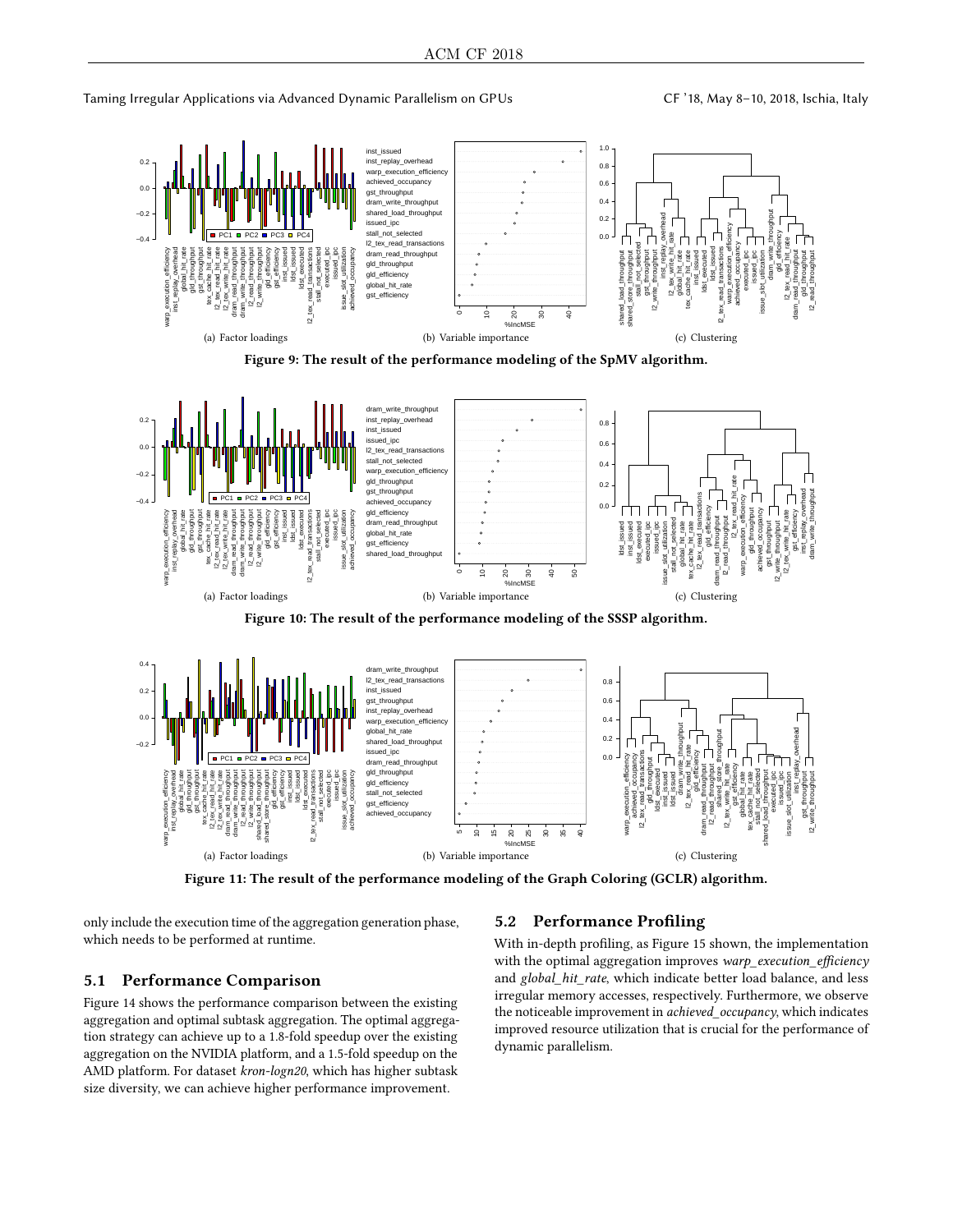(a) Factor loadings (b) Variable importance (c) Clustering

**Figure 9: The result of the performance modeling of the SpMV algorithm.**

(a) Factor loadings (b) Variable importance (c) Clustering

**Figure 10: The result of the performance modeling of the SSSP algorithm.**

(a) Factor loadings (b) Variable importance (c) Clustering

**Figure 11: The result of the performance modeling of the Graph Coloring (GCLR) algorithm.**

only include the execution time of the aggregation generation phase, which needs to be performed at runtime.

## 5.1 Performance Comparison

Figure 14 shows the performance comparison between the existing aggregation and optimal subtask aggregation. The optimal aggregation strategy can achieve up to a 1.8-fold speedup over the existing aggregation on the NVIDIA platform, and a 1.5-fold speedup on the AMD platform. For dataset *kron-logn20*, which has higher subtask size diversity, we can achieve higher performance improvement.

## 5.2 Performance Profiling

With in-depth profiling, as Figure 15 shown, the implementation with the optimal aggregation improves *warp_execution_efficiency* and *global_hit_rate*, which indicate better load balance, and less irregular memory accesses, respectively. Furthermore, we observe the noticeable improvement in *achieved_occupancy*, which indicates improved resource utilization that is crucial for the performance of dynamic parallelism.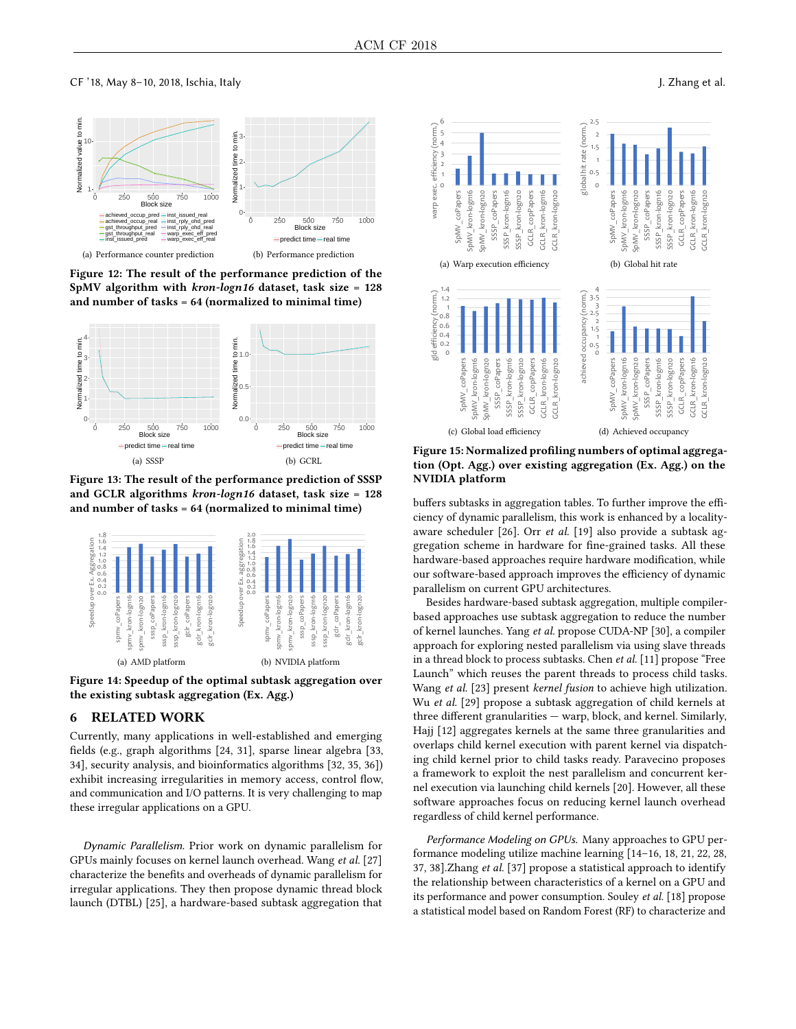(a) Performance counter prediction

(b) Performance prediction

**Figure 12: The result of the performance prediction of the SpMV algorithm with *kron-logn16* dataset, task size = 128 and number of tasks = 64 (normalized to minimal time)**

(a) SSSP

(b) GCRL

**Figure 13: The result of the performance prediction of SSSP and GCLR algorithms *kron-logn16* dataset, task size = 128 and number of tasks = 64 (normalized to minimal time)**

(a) AMD platform

(b) NVIDIA platform

**Figure 14: Speedup of the optimal subtask aggregation over the existing subtask aggregation (Ex. Agg.)**

## 6 RELATED WORK

Currently, many applications in well-established and emerging fields (e.g., graph algorithms [24, 31], sparse linear algebra [33, 34], security analysis, and bioinformatics algorithms [32, 35, 36]) exhibit increasing irregularities in memory access, control flow, and communication and I/O patterns. It is very challenging to map these irregular applications on a GPU.

*Dynamic Parallelism.* Prior work on dynamic parallelism for GPUs mainly focuses on kernel launch overhead. Wang *et al.* [27] characterize the benefits and overheads of dynamic parallelism for irregular applications. They then propose dynamic thread block launch (DTBL) [25], a hardware-based subtask aggregation that buffers subtasks in aggregation tables. To further improve the efficiency of dynamic parallelism, this work is enhanced by a locality-aware scheduler [26]. Orr *et al.* [19] also provide a subtask aggregation scheme in hardware for fine-grained tasks. All these hardware-based approaches require hardware modification, while our software-based approach improves the efficiency of dynamic parallelism on current GPU architectures.

Besides hardware-based subtask aggregation, multiple compiler-based approaches use subtask aggregation to reduce the number of kernel launches. Yang *et al.* propose CUDA-NP [30], a compiler approach for exploring nested parallelism via using slave threads in a thread block to process subtasks. Chen *et al.* [11] propose "Free Launch" which reuses the parent threads to process child tasks. Wang *et al.* [23] present *kernel fusion* to achieve high utilization. Wu *et al.* [29] propose a subtask aggregation of child kernels at three different granularities — warp, block, and kernel. Similarly, Hajj [12] aggregates kernels at the same three granularities and overlaps child kernel execution with parent kernel via dispatching child kernel prior to child tasks ready. Paravecino proposes a framework to exploit the nest parallelism and concurrent kernel execution via launching child kernels [20]. However, all these software approaches focus on reducing kernel launch overhead regardless of child kernel performance.

*Performance Modeling on GPUs.* Many approaches to GPU performance modeling utilize machine learning [14–16, 18, 21, 22, 28, 37, 38].Zhang *et al.* [37] propose a statistical approach to identify the relationship between characteristics of a kernel on a GPU and its performance and power consumption. Souley *et al.* [18] propose a statistical model based on Random Forest (RF) to characterize and

(a) Warp execution efficiency

(b) Global hit rate

(c) Global load efficiency

(d) Achieved occupancy

**Figure 15: Normalized profiling numbers of optimal aggregation (Opt. Agg.) over existing aggregation (Ex. Agg.) on the NVIDIA platform**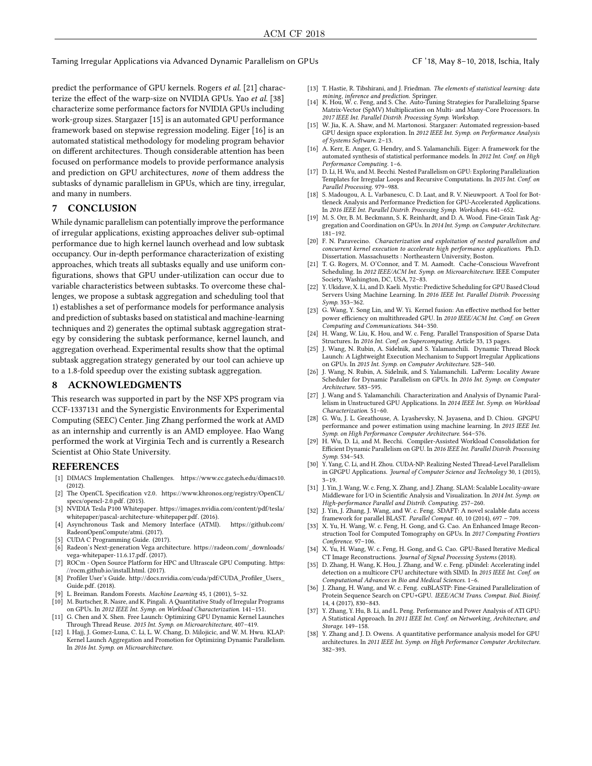predict the performance of GPU kernels. Rogers *et al.* [21] characterize the effect of the warp-size on NVIDIA GPUs. Yao *et al.* [38] characterize some performance factors for NVIDIA GPUs including work-group sizes. Stargazer [15] is an automated GPU performance framework based on stepwise regression modeling. Eiger [16] is an automated statistical methodology for modeling program behavior on different architectures. Though considerable attention has been focused on performance models to provide performance analysis and prediction on GPU architectures, *none* of them address the subtasks of dynamic parallelism in GPUs, which are tiny, irregular, and many in numbers.

## 7 CONCLUSION

While dynamic parallelism can potentially improve the performance of irregular applications, existing approaches deliver sub-optimal performance due to high kernel launch overhead and low subtask occupancy. Our in-depth performance characterization of existing approaches, which treats all subtasks equally and use uniform configurations, shows that GPU under-utilization can occur due to variable characteristics between subtasks. To overcome these challenges, we propose a subtask aggregation and scheduling tool that 1) establishes a set of performance models for performance analysis and prediction of subtasks based on statistical and machine-learning techniques and 2) generates the optimal subtask aggregation strategy by considering the subtask performance, kernel launch, and aggregation overhead. Experimental results show that the optimal subtask aggregation strategy generated by our tool can achieve up to a 1.8-fold speedup over the existing subtask aggregation.

## 8 ACKNOWLEDGMENTS

This research was supported in part by the NSF XPS program via CCF-1337131 and the Synergistic Environments for Experimental Computing (SEEC) Center. Jing Zhang performed the work at AMD as an internship and currently is an AMD employee. Hao Wang performed the work at Virginia Tech and is currently a Research Scientist at Ohio State University.

## REFERENCES

[1] DIMACS Implementation Challenges. https://www.cc.gatech.edu/dimacs10. (2012).
[2] The OpenCL Specification v2.0. https://www.khronos.org/registry/OpenCL/specs/opencl-2.0.pdf. (2015).
[3] NVIDIA Tesla P100 Whitepaper. https://images.nvidia.com/content/pdf/tesla/whitepaper/pascal-architecture-whitepaper.pdf. (2016).
[4] Asynchronous Task and Memory Interface (ATMI). https://github.com/RadeonOpenCompute/atmi. (2017).
[5] CUDA C Programming Guide. (2017).
[6] Radeon's Next-generation Vega architecture. https://radeon.com/_downloads/vega-whitepaper-11.6.17.pdf. (2017).
[7] ROCm - Open Source Platform for HPC and Ultrascale GPU Computing. https://rocm.github.io/install.html. (2017).
[8] Profiler User's Guide. http://docs.nvidia.com/cuda/pdf/CUDA_Profiler_Users_Guide.pdf. (2018).
[9] L. Breiman. Random Forests. *Machine Learning* 45, 1 (2001), 5–32.
[10] M. Burtscher, R. Nasre, and K. Pingali. A Quantitative Study of Irregular Programs on GPUs. In *2012 IEEE Int. Symp. on Workload Characterization*. 141–151.
[11] G. Chen and X. Shen. Free Launch: Optimizing GPU Dynamic Kernel Launches Through Thread Reuse. *2015 Int. Symp. on Microarchitecture*, 407–419.
[12] I. Hajj, J. Gomez-Luna, C. Li, L. W. Chang, D. Milojicic, and W. M. Hwu. KLAP: Kernel Launch Aggregation and Promotion for Optimizing Dynamic Parallelism. In *2016 Int. Symp. on Microarchitecture*.
[13] T. Hastie, R. Tibshirani, and J. Friedman. *The elements of statistical learning: data mining, inference and prediction*. Springer.
[14] K. Hou, W. c. Feng, and S. Che. Auto-Tuning Strategies for Parallelizing Sparse Matrix-Vector (SpMV) Multiplication on Multi- and Many-Core Processors. In *2017 IEEE Int. Parallel Distrib. Processing Symp. Workshop*.
[15] W. Jia, K. A. Shaw, and M. Martonosi. Stargazer: Automated regression-based GPU design space exploration. In *2012 IEEE Int. Symp. on Performance Analysis of Systems Software*. 2–13.
[16] A. Kerr, E. Anger, G. Hendry, and S. Yalamanchili. Eiger: A framework for the automated synthesis of statistical performance models. In *2012 Int. Conf. on High Performance Computing*. 1–6.
[17] D. Li, H. Wu, and M. Becchi. Nested Parallelism on GPU: Exploring Parallelization Templates for Irregular Loops and Recursive Computations. In *2015 Int. Conf. on Parallel Processing*. 979–988.
[18] S. Madougou, A. L. Varbanescu, C. D. Laat, and R. V. Nieuwpoort. A Tool for Bottleneck Analysis and Performance Prediction for GPU-Accelerated Applications. In *2016 IEEE Int. Parallel Distrib. Processing Symp. Workshops*. 641–652.
[19] M. S. Orr, B. M. Beckmann, S. K. Reinhardt, and D. A. Wood. Fine-Grain Task Aggregation and Coordination on GPUs. In *2014 Int. Symp. on Computer Architecture*. 181–192.
[20] F. N. Paravecino. *Characterization and exploitation of nested parallelism and concurrent kernel execution to accelerate high performance applications*. Ph.D. Dissertation. Massachusetts : Northeastern University, Boston.
[21] T. G. Rogers, M. O'Connor, and T. M. Aamodt. Cache-Conscious Wavefront Scheduling. In *2012 IEEE/ACM Int. Symp. on Microarchitecture*. IEEE Computer Society, Washington, DC, USA, 72–83.
[22] Y. Ukidave, X. Li, and D. Kaeli. Mystic: Predictive Scheduling for GPU Based Cloud Servers Using Machine Learning. In *2016 IEEE Int. Parallel Distrib. Processing Symp.* 353–362.
[23] G. Wang, Y. Song Lin, and W. Yi. Kernel fusion: An effective method for better power efficiency on multithreaded GPU. In *2010 IEEE/ACM Int. Conf. on Green Computing and Communications*. 344–350.
[24] H. Wang, W. Liu, K. Hou, and W. c. Feng. Parallel Transposition of Sparse Data Structures. In *2016 Int. Conf. on Supercomputing*. Article 33, 13 pages.
[25] J. Wang, N. Rubin, A. Sidelnik, and S. Yalamanchili. Dynamic Thread Block Launch: A Lightweight Execution Mechanism to Support Irregular Applications on GPUs. In *2015 Int. Symp. on Computer Architecture*. 528–540.
[26] J. Wang, N. Rubin, A. Sidelnik, and S. Yalamanchili. LaPerm: Locality Aware Scheduler for Dynamic Parallelism on GPUs. In *2016 Int. Symp. on Computer Architecture*. 583–595.
[27] J. Wang and S. Yalamanchili. Characterization and Analysis of Dynamic Parallelism in Unstructured GPU Applications. In *2014 IEEE Int. Symp. on Workload Characterization*. 51–60.
[28] G. Wu, J. L. Greathouse, A. Lyashevsky, N. Jayasena, and D. Chiou. GPGPU performance and power estimation using machine learning. In *2015 IEEE Int. Symp. on High Performance Computer Architecture*. 564–576.
[29] H. Wu, D. Li, and M. Becchi. Compiler-Assisted Workload Consolidation for Efficient Dynamic Parallelism on GPU. In *2016 IEEE Int. Parallel Distrib. Processing Symp.* 534–543.
[30] Y. Yang, C. Li, and H. Zhou. CUDA-NP: Realizing Nested Thread-Level Parallelism in GPGPU Applications. *Journal of Computer Science and Technology* 30, 1 (2015), 3–19.
[31] J. Yin, J. Wang, W. c. Feng, X. Zhang, and J. Zhang. SLAM: Scalable Locality-aware Middleware for I/O in Scientific Analysis and Visualization. In *2014 Int. Symp. on High-performance Parallel and Distrib. Computing*. 257–260.
[32] J. Yin, J. Zhang, J. Wang, and W. c. Feng. SDAFT: A novel scalable data access framework for parallel BLAST. *Parallel Comput.* 40, 10 (2014), 697 – 709.
[33] X. Yu, H. Wang, W. c. Feng, H. Gong, and G. Cao. An Enhanced Image Reconstruction Tool for Computed Tomography on GPUs. In *2017 Computing Frontiers Conference*. 97–106.
[34] X. Yu, H. Wang, W. c. Feng, H. Gong, and G. Cao. GPU-Based Iterative Medical CT Image Reconstructions. *Journal of Signal Processing Systems* (2018).
[35] D. Zhang, H. Wang, K. Hou, J. Zhang, and W. c. Feng. pDindel: Accelerating indel detection on a multicore CPU architecture with SIMD. In *2015 IEEE Int. Conf. on Computational Advances in Bio and Medical Sciences*. 1–6.
[36] J. Zhang, H. Wang, and W. c. Feng. cuBLASTP: Fine-Grained Parallelization of Protein Sequence Search on CPU+GPU. *IEEE/ACM Trans. Comput. Biol. Bioinf.* 14, 4 (2017), 830–843.
[37] Y. Zhang, Y. Hu, B. Li, and L. Peng. Performance and Power Analysis of ATI GPU: A Statistical Approach. In *2011 IEEE Int. Conf. on Networking, Architecture, and Storage*. 149–158.
[38] Y. Zhang and J. D. Owens. A quantitative performance analysis model for GPU architectures. In *2011 IEEE Int. Symp. on High Performance Computer Architecture*. 382–393.